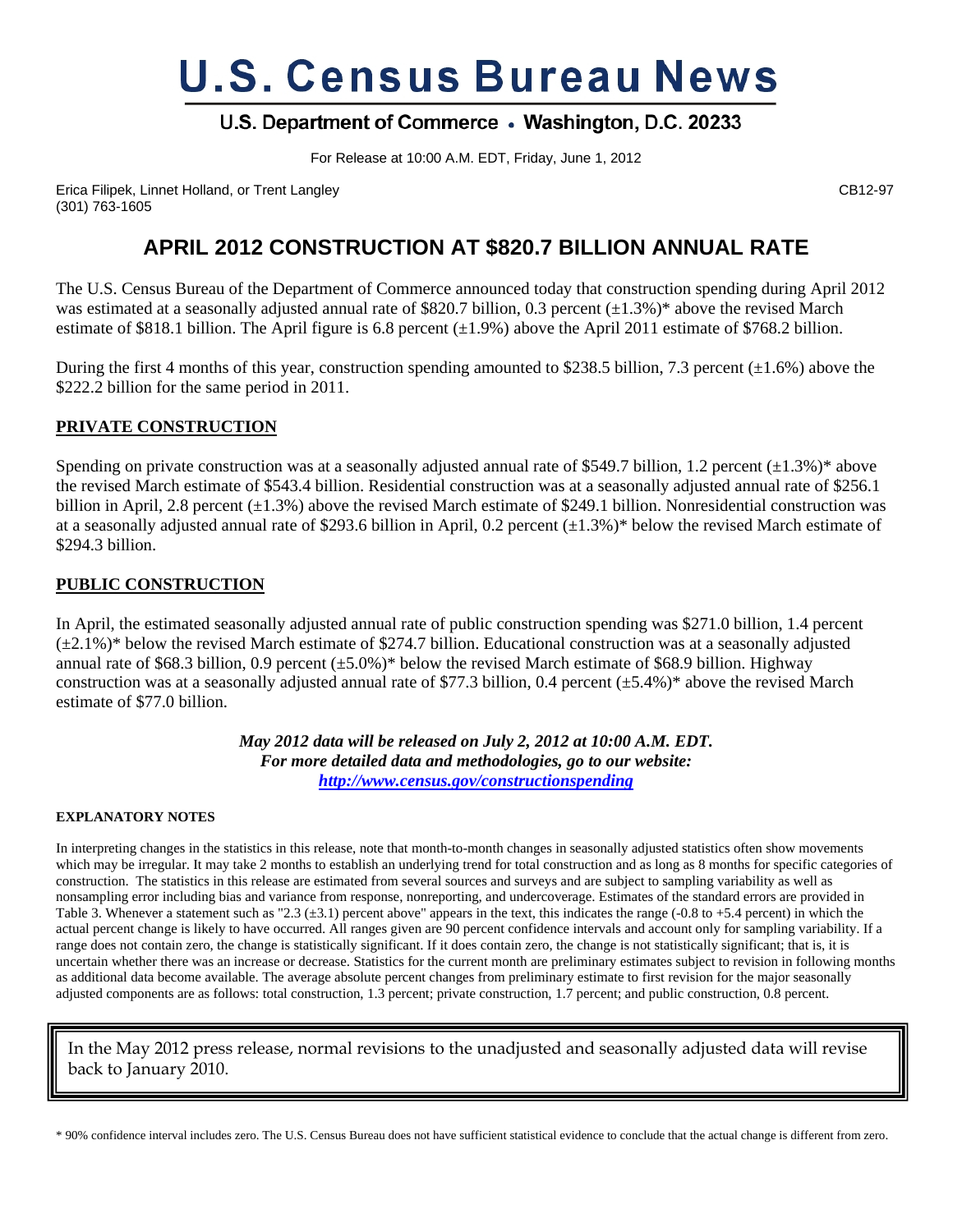# U.S. Census Bureau News

## U.S. Department of Commerce • Washington, D.C. 20233

For Release at 10:00 A.M. EDT, Friday, June 1, 2012

Erica Filipek, Linnet Holland, or Trent Langley
(301) 763-1605

CB12-97

## APRIL 2012 CONSTRUCTION AT $820.7 BILLION ANNUAL RATE

The U.S. Census Bureau of the Department of Commerce announced today that construction spending during April 2012 was estimated at a seasonally adjusted annual rate of $820.7 billion, 0.3 percent (±1.3%)* above the revised March estimate of $818.1 billion. The April figure is 6.8 percent (±1.9%) above the April 2011 estimate of $768.2 billion.

During the first 4 months of this year, construction spending amounted to $238.5 billion, 7.3 percent (±1.6%) above the $222.2 billion for the same period in 2011.

### PRIVATE CONSTRUCTION

Spending on private construction was at a seasonally adjusted annual rate of $549.7 billion, 1.2 percent (±1.3%)* above the revised March estimate of $543.4 billion. Residential construction was at a seasonally adjusted annual rate of $256.1 billion in April, 2.8 percent (±1.3%) above the revised March estimate of $249.1 billion. Nonresidential construction was at a seasonally adjusted annual rate of $293.6 billion in April, 0.2 percent (±1.3%)* below the revised March estimate of $294.3 billion.

### PUBLIC CONSTRUCTION

In April, the estimated seasonally adjusted annual rate of public construction spending was $271.0 billion, 1.4 percent (±2.1%)* below the revised March estimate of $274.7 billion. Educational construction was at a seasonally adjusted annual rate of $68.3 billion, 0.9 percent (±5.0%)* below the revised March estimate of $68.9 billion. Highway construction was at a seasonally adjusted annual rate of $77.3 billion, 0.4 percent (±5.4%)* above the revised March estimate of $77.0 billion.

***May 2012 data will be released on July 2, 2012 at 10:00 A.M. EDT.***
***For more detailed data and methodologies, go to our website:***
***http://www.census.gov/constructionspending***

#### EXPLANATORY NOTES

In interpreting changes in the statistics in this release, note that month-to-month changes in seasonally adjusted statistics often show movements which may be irregular. It may take 2 months to establish an underlying trend for total construction and as long as 8 months for specific categories of construction. The statistics in this release are estimated from several sources and surveys and are subject to sampling variability as well as nonsampling error including bias and variance from response, nonreporting, and undercoverage. Estimates of the standard errors are provided in Table 3. Whenever a statement such as "2.3 (±3.1) percent above" appears in the text, this indicates the range (-0.8 to +5.4 percent) in which the actual percent change is likely to have occurred. All ranges given are 90 percent confidence intervals and account only for sampling variability. If a range does not contain zero, the change is statistically significant. If it does contain zero, the change is not statistically significant; that is, it is uncertain whether there was an increase or decrease. Statistics for the current month are preliminary estimates subject to revision in following months as additional data become available. The average absolute percent changes from preliminary estimate to first revision for the major seasonally adjusted components are as follows: total construction, 1.3 percent; private construction, 1.7 percent; and public construction, 0.8 percent.

In the May 2012 press release, normal revisions to the unadjusted and seasonally adjusted data will revise back to January 2010.

\* 90% confidence interval includes zero. The U.S. Census Bureau does not have sufficient statistical evidence to conclude that the actual change is different from zero.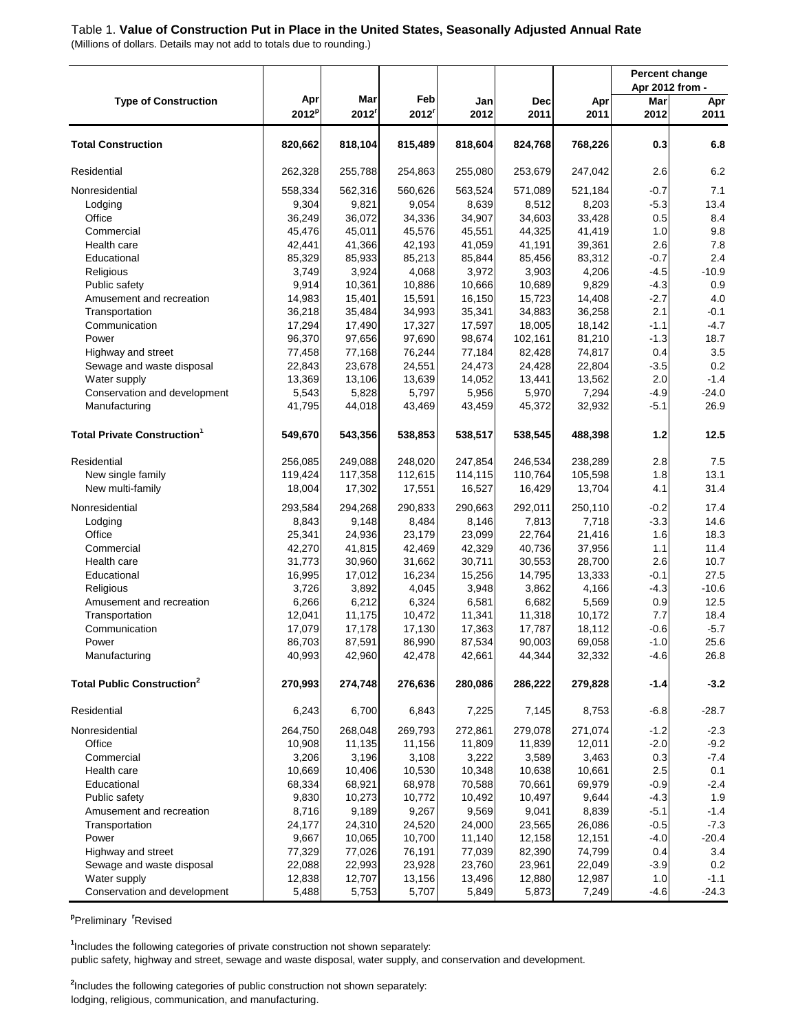Table 1. **Value of Construction Put in Place in the United States, Seasonally Adjusted Annual Rate**
(Millions of dollars. Details may not add to totals due to rounding.)

| Type of Construction | Apr 2012[p] | Mar 2012[r] | Feb 2012[r] | Jan 2012 | Dec 2011 | Apr 2011 | Percent change Apr 2012 from - Mar 2012 | Apr 2011 |
|---|---|---|---|---|---|---|---|---|
| **Total Construction** | **820,662** | **818,104** | **815,489** | **818,604** | **824,768** | **768,226** | **0.3** | **6.8** |
| Residential | 262,328 | 255,788 | 254,863 | 255,080 | 253,679 | 247,042 | 2.6 | 6.2 |
| Nonresidential | 558,334 | 562,316 | 560,626 | 563,524 | 571,089 | 521,184 | -0.7 | 7.1 |
| Lodging | 9,304 | 9,821 | 9,054 | 8,639 | 8,512 | 8,203 | -5.3 | 13.4 |
| Office | 36,249 | 36,072 | 34,336 | 34,907 | 34,603 | 33,428 | 0.5 | 8.4 |
| Commercial | 45,476 | 45,011 | 45,576 | 45,551 | 44,325 | 41,419 | 1.0 | 9.8 |
| Health care | 42,441 | 41,366 | 42,193 | 41,059 | 41,191 | 39,361 | 2.6 | 7.8 |
| Educational | 85,329 | 85,933 | 85,213 | 85,844 | 85,456 | 83,312 | -0.7 | 2.4 |
| Religious | 3,749 | 3,924 | 4,068 | 3,972 | 3,903 | 4,206 | -4.5 | -10.9 |
| Public safety | 9,914 | 10,361 | 10,886 | 10,666 | 10,689 | 9,829 | -4.3 | 0.9 |
| Amusement and recreation | 14,983 | 15,401 | 15,591 | 16,150 | 15,723 | 14,408 | -2.7 | 4.0 |
| Transportation | 36,218 | 35,484 | 34,993 | 35,341 | 34,883 | 36,258 | 2.1 | -0.1 |
| Communication | 17,294 | 17,490 | 17,327 | 17,597 | 18,005 | 18,142 | -1.1 | -4.7 |
| Power | 96,370 | 97,656 | 97,690 | 98,674 | 102,161 | 81,210 | -1.3 | 18.7 |
| Highway and street | 77,458 | 77,168 | 76,244 | 77,184 | 82,428 | 74,817 | 0.4 | 3.5 |
| Sewage and waste disposal | 22,843 | 23,678 | 24,551 | 24,473 | 24,428 | 22,804 | -3.5 | 0.2 |
| Water supply | 13,369 | 13,106 | 13,639 | 14,052 | 13,441 | 13,562 | 2.0 | -1.4 |
| Conservation and development | 5,543 | 5,828 | 5,797 | 5,956 | 5,970 | 7,294 | -4.9 | -24.0 |
| Manufacturing | 41,795 | 44,018 | 43,469 | 43,459 | 45,372 | 32,932 | -5.1 | 26.9 |
| **Total Private Construction[1]** | **549,670** | **543,356** | **538,853** | **538,517** | **538,545** | **488,398** | **1.2** | **12.5** |
| Residential | 256,085 | 249,088 | 248,020 | 247,854 | 246,534 | 238,289 | 2.8 | 7.5 |
| New single family | 119,424 | 117,358 | 112,615 | 114,115 | 110,764 | 105,598 | 1.8 | 13.1 |
| New multi-family | 18,004 | 17,302 | 17,551 | 16,527 | 16,429 | 13,704 | 4.1 | 31.4 |
| Nonresidential | 293,584 | 294,268 | 290,833 | 290,663 | 292,011 | 250,110 | -0.2 | 17.4 |
| Lodging | 8,843 | 9,148 | 8,484 | 8,146 | 7,813 | 7,718 | -3.3 | 14.6 |
| Office | 25,341 | 24,936 | 23,179 | 23,099 | 22,764 | 21,416 | 1.6 | 18.3 |
| Commercial | 42,270 | 41,815 | 42,469 | 42,329 | 40,736 | 37,956 | 1.1 | 11.4 |
| Health care | 31,773 | 30,960 | 31,662 | 30,711 | 30,553 | 28,700 | 2.6 | 10.7 |
| Educational | 16,995 | 17,012 | 16,234 | 15,256 | 14,795 | 13,333 | -0.1 | 27.5 |
| Religious | 3,726 | 3,892 | 4,045 | 3,948 | 3,862 | 4,166 | -4.3 | -10.6 |
| Amusement and recreation | 6,266 | 6,212 | 6,324 | 6,581 | 6,682 | 5,569 | 0.9 | 12.5 |
| Transportation | 12,041 | 11,175 | 10,472 | 11,341 | 11,318 | 10,172 | 7.7 | 18.4 |
| Communication | 17,079 | 17,178 | 17,130 | 17,363 | 17,787 | 18,112 | -0.6 | -5.7 |
| Power | 86,703 | 87,591 | 86,990 | 87,534 | 90,003 | 69,058 | -1.0 | 25.6 |
| Manufacturing | 40,993 | 42,960 | 42,478 | 42,661 | 44,344 | 32,332 | -4.6 | 26.8 |
| **Total Public Construction[2]** | **270,993** | **274,748** | **276,636** | **280,086** | **286,222** | **279,828** | **-1.4** | **-3.2** |
| Residential | 6,243 | 6,700 | 6,843 | 7,225 | 7,145 | 8,753 | -6.8 | -28.7 |
| Nonresidential | 264,750 | 268,048 | 269,793 | 272,861 | 279,078 | 271,074 | -1.2 | -2.3 |
| Office | 10,908 | 11,135 | 11,156 | 11,809 | 11,839 | 12,011 | -2.0 | -9.2 |
| Commercial | 3,206 | 3,196 | 3,108 | 3,222 | 3,589 | 3,463 | 0.3 | -7.4 |
| Health care | 10,669 | 10,406 | 10,530 | 10,348 | 10,638 | 10,661 | 2.5 | 0.1 |
| Educational | 68,334 | 68,921 | 68,978 | 70,588 | 70,661 | 69,979 | -0.9 | -2.4 |
| Public safety | 9,830 | 10,273 | 10,772 | 10,492 | 10,497 | 9,644 | -4.3 | 1.9 |
| Amusement and recreation | 8,716 | 9,189 | 9,267 | 9,569 | 9,041 | 8,839 | -5.1 | -1.4 |
| Transportation | 24,177 | 24,310 | 24,520 | 24,000 | 23,565 | 26,086 | -0.5 | -7.3 |
| Power | 9,667 | 10,065 | 10,700 | 11,140 | 12,158 | 12,151 | -4.0 | -20.4 |
| Highway and street | 77,329 | 77,026 | 76,191 | 77,039 | 82,390 | 74,799 | 0.4 | 3.4 |
| Sewage and waste disposal | 22,088 | 22,993 | 23,928 | 23,760 | 23,961 | 22,049 | -3.9 | 0.2 |
| Water supply | 12,838 | 12,707 | 13,156 | 13,496 | 12,880 | 12,987 | 1.0 | -1.1 |
| Conservation and development | 5,488 | 5,753 | 5,707 | 5,849 | 5,873 | 7,249 | -4.6 | -24.3 |

[p]Preliminary [r]Revised

[1]Includes the following categories of private construction not shown separately:
public safety, highway and street, sewage and waste disposal, water supply, and conservation and development.

[2]Includes the following categories of public construction not shown separately:
lodging, religious, communication, and manufacturing.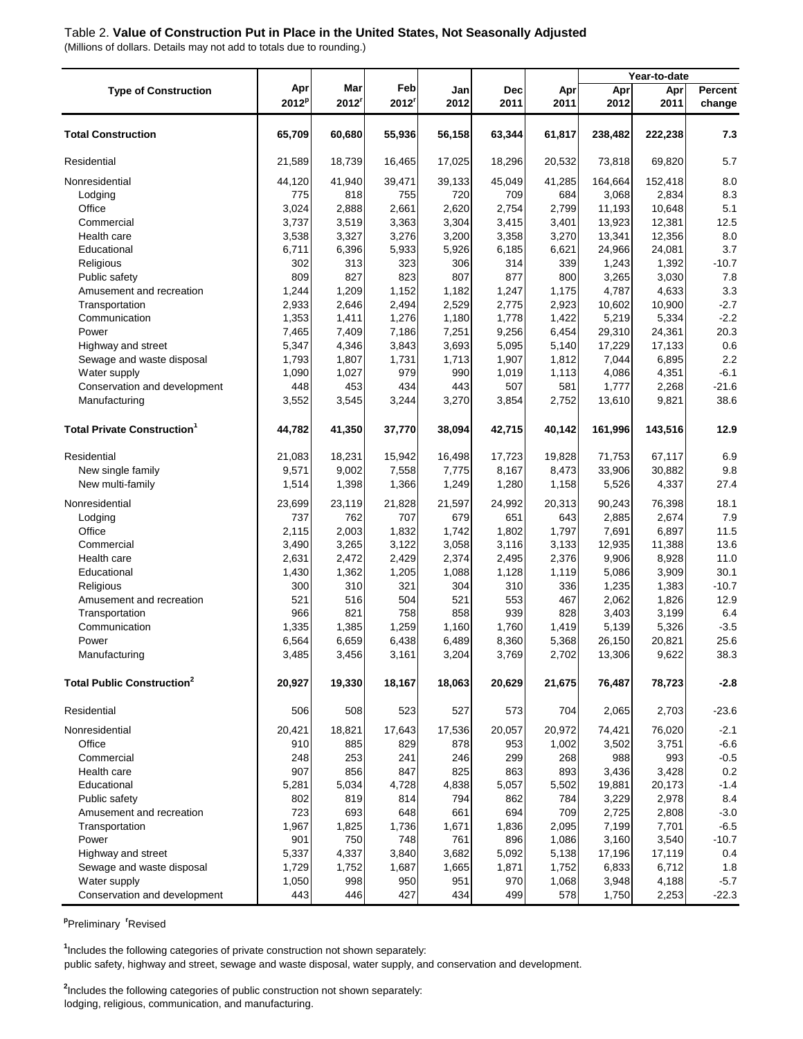Table 2. **Value of Construction Put in Place in the United States, Not Seasonally Adjusted**

(Millions of dollars. Details may not add to totals due to rounding.)

| Type of Construction | Apr 2012[p] | Mar 2012[r] | Feb 2012[r] | Jan 2012 | Dec 2011 | Apr 2011 | Year-to-date Apr 2012 | Year-to-date Apr 2011 | Year-to-date Percent change |
|---|---|---|---|---|---|---|---|---|---|
| **Total Construction** | **65,709** | **60,680** | **55,936** | **56,158** | **63,344** | **61,817** | **238,482** | **222,238** | **7.3** |
| Residential | 21,589 | 18,739 | 16,465 | 17,025 | 18,296 | 20,532 | 73,818 | 69,820 | 5.7 |
| Nonresidential | 44,120 | 41,940 | 39,471 | 39,133 | 45,049 | 41,285 | 164,664 | 152,418 | 8.0 |
| Lodging | 775 | 818 | 755 | 720 | 709 | 684 | 3,068 | 2,834 | 8.3 |
| Office | 3,024 | 2,888 | 2,661 | 2,620 | 2,754 | 2,799 | 11,193 | 10,648 | 5.1 |
| Commercial | 3,737 | 3,519 | 3,363 | 3,304 | 3,415 | 3,401 | 13,923 | 12,381 | 12.5 |
| Health care | 3,538 | 3,327 | 3,276 | 3,200 | 3,358 | 3,270 | 13,341 | 12,356 | 8.0 |
| Educational | 6,711 | 6,396 | 5,933 | 5,926 | 6,185 | 6,621 | 24,966 | 24,081 | 3.7 |
| Religious | 302 | 313 | 323 | 306 | 314 | 339 | 1,243 | 1,392 | -10.7 |
| Public safety | 809 | 827 | 823 | 807 | 877 | 800 | 3,265 | 3,030 | 7.8 |
| Amusement and recreation | 1,244 | 1,209 | 1,152 | 1,182 | 1,247 | 1,175 | 4,787 | 4,633 | 3.3 |
| Transportation | 2,933 | 2,646 | 2,494 | 2,529 | 2,775 | 2,923 | 10,602 | 10,900 | -2.7 |
| Communication | 1,353 | 1,411 | 1,276 | 1,180 | 1,778 | 1,422 | 5,219 | 5,334 | -2.2 |
| Power | 7,465 | 7,409 | 7,186 | 7,251 | 9,256 | 6,454 | 29,310 | 24,361 | 20.3 |
| Highway and street | 5,347 | 4,346 | 3,843 | 3,693 | 5,095 | 5,140 | 17,229 | 17,133 | 0.6 |
| Sewage and waste disposal | 1,793 | 1,807 | 1,731 | 1,713 | 1,907 | 1,812 | 7,044 | 6,895 | 2.2 |
| Water supply | 1,090 | 1,027 | 979 | 990 | 1,019 | 1,113 | 4,086 | 4,351 | -6.1 |
| Conservation and development | 448 | 453 | 434 | 443 | 507 | 581 | 1,777 | 2,268 | -21.6 |
| Manufacturing | 3,552 | 3,545 | 3,244 | 3,270 | 3,854 | 2,752 | 13,610 | 9,821 | 38.6 |
| **Total Private Construction[1]** | **44,782** | **41,350** | **37,770** | **38,094** | **42,715** | **40,142** | **161,996** | **143,516** | **12.9** |
| Residential | 21,083 | 18,231 | 15,942 | 16,498 | 17,723 | 19,828 | 71,753 | 67,117 | 6.9 |
| New single family | 9,571 | 9,002 | 7,558 | 7,775 | 8,167 | 8,473 | 33,906 | 30,882 | 9.8 |
| New multi-family | 1,514 | 1,398 | 1,366 | 1,249 | 1,280 | 1,158 | 5,526 | 4,337 | 27.4 |
| Nonresidential | 23,699 | 23,119 | 21,828 | 21,597 | 24,992 | 20,313 | 90,243 | 76,398 | 18.1 |
| Lodging | 737 | 762 | 707 | 679 | 651 | 643 | 2,885 | 2,674 | 7.9 |
| Office | 2,115 | 2,003 | 1,832 | 1,742 | 1,802 | 1,797 | 7,691 | 6,897 | 11.5 |
| Commercial | 3,490 | 3,265 | 3,122 | 3,058 | 3,116 | 3,133 | 12,935 | 11,388 | 13.6 |
| Health care | 2,631 | 2,472 | 2,429 | 2,374 | 2,495 | 2,376 | 9,906 | 8,928 | 11.0 |
| Educational | 1,430 | 1,362 | 1,205 | 1,088 | 1,128 | 1,119 | 5,086 | 3,909 | 30.1 |
| Religious | 300 | 310 | 321 | 304 | 310 | 336 | 1,235 | 1,383 | -10.7 |
| Amusement and recreation | 521 | 516 | 504 | 521 | 553 | 467 | 2,062 | 1,826 | 12.9 |
| Transportation | 966 | 821 | 758 | 858 | 939 | 828 | 3,403 | 3,199 | 6.4 |
| Communication | 1,335 | 1,385 | 1,259 | 1,160 | 1,760 | 1,419 | 5,139 | 5,326 | -3.5 |
| Power | 6,564 | 6,659 | 6,438 | 6,489 | 8,360 | 5,368 | 26,150 | 20,821 | 25.6 |
| Manufacturing | 3,485 | 3,456 | 3,161 | 3,204 | 3,769 | 2,702 | 13,306 | 9,622 | 38.3 |
| **Total Public Construction[2]** | **20,927** | **19,330** | **18,167** | **18,063** | **20,629** | **21,675** | **76,487** | **78,723** | **-2.8** |
| Residential | 506 | 508 | 523 | 527 | 573 | 704 | 2,065 | 2,703 | -23.6 |
| Nonresidential | 20,421 | 18,821 | 17,643 | 17,536 | 20,057 | 20,972 | 74,421 | 76,020 | -2.1 |
| Office | 910 | 885 | 829 | 878 | 953 | 1,002 | 3,502 | 3,751 | -6.6 |
| Commercial | 248 | 253 | 241 | 246 | 299 | 268 | 988 | 993 | -0.5 |
| Health care | 907 | 856 | 847 | 825 | 863 | 893 | 3,436 | 3,428 | 0.2 |
| Educational | 5,281 | 5,034 | 4,728 | 4,838 | 5,057 | 5,502 | 19,881 | 20,173 | -1.4 |
| Public safety | 802 | 819 | 814 | 794 | 862 | 784 | 3,229 | 2,978 | 8.4 |
| Amusement and recreation | 723 | 693 | 648 | 661 | 694 | 709 | 2,725 | 2,808 | -3.0 |
| Transportation | 1,967 | 1,825 | 1,736 | 1,671 | 1,836 | 2,095 | 7,199 | 7,701 | -6.5 |
| Power | 901 | 750 | 748 | 761 | 896 | 1,086 | 3,160 | 3,540 | -10.7 |
| Highway and street | 5,337 | 4,337 | 3,840 | 3,682 | 5,092 | 5,138 | 17,196 | 17,119 | 0.4 |
| Sewage and waste disposal | 1,729 | 1,752 | 1,687 | 1,665 | 1,871 | 1,752 | 6,833 | 6,712 | 1.8 |
| Water supply | 1,050 | 998 | 950 | 951 | 970 | 1,068 | 3,948 | 4,188 | -5.7 |
| Conservation and development | 443 | 446 | 427 | 434 | 499 | 578 | 1,750 | 2,253 | -22.3 |

[p]Preliminary [r]Revised

[1]Includes the following categories of private construction not shown separately:
public safety, highway and street, sewage and waste disposal, water supply, and conservation and development.

[2]Includes the following categories of public construction not shown separately:
lodging, religious, communication, and manufacturing.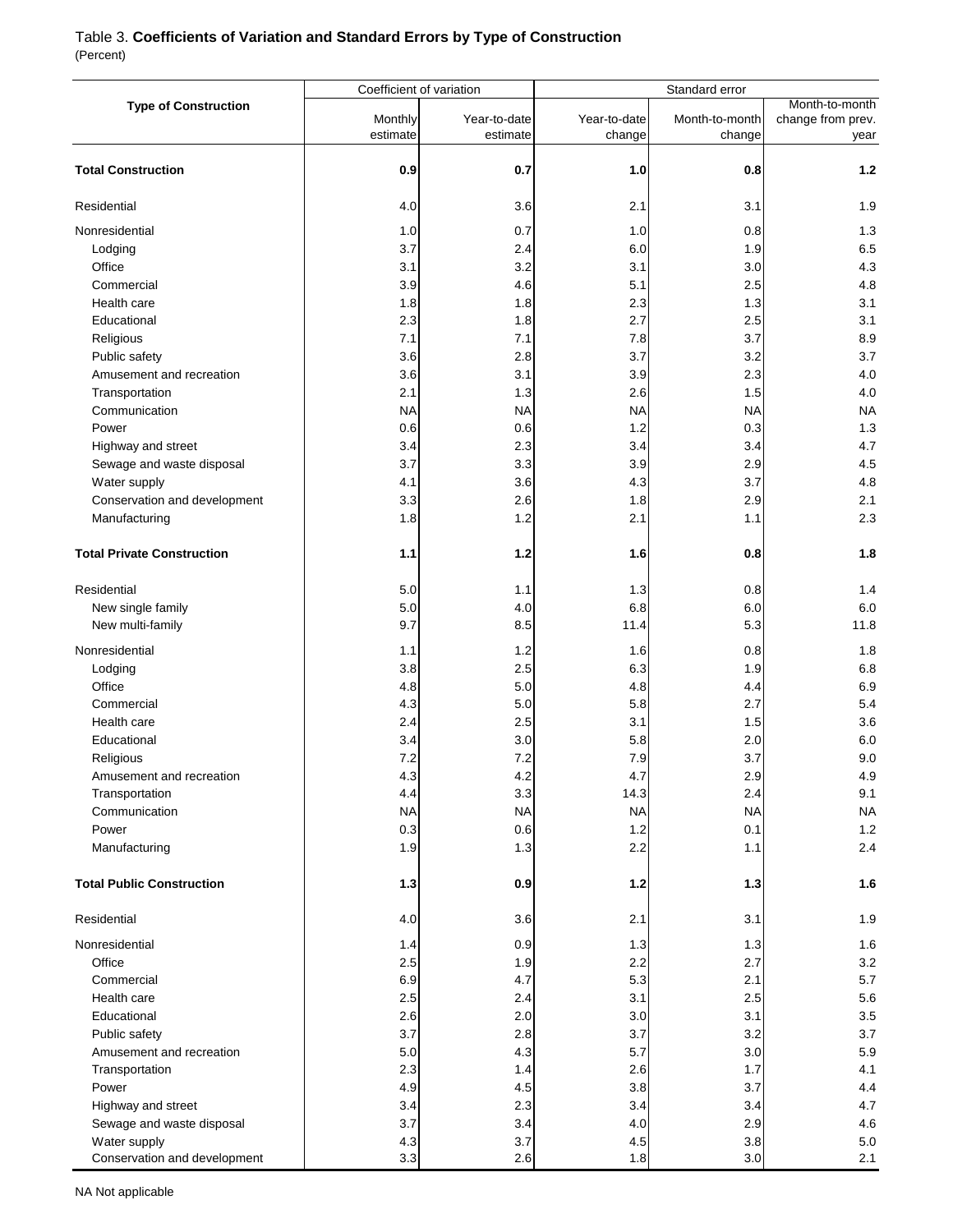Table 3. **Coefficients of Variation and Standard Errors by Type of Construction**
(Percent)

| Type of Construction | Coefficient of variation | | Standard error | | |
|---|---|---|---|---|---|
| | Monthly estimate | Year-to-date estimate | Year-to-date change | Month-to-month change | Month-to-month change from prev. year |
| **Total Construction** | **0.9** | **0.7** | **1.0** | **0.8** | **1.2** |
| Residential | 4.0 | 3.6 | 2.1 | 3.1 | 1.9 |
| Nonresidential | 1.0 | 0.7 | 1.0 | 0.8 | 1.3 |
| Lodging | 3.7 | 2.4 | 6.0 | 1.9 | 6.5 |
| Office | 3.1 | 3.2 | 3.1 | 3.0 | 4.3 |
| Commercial | 3.9 | 4.6 | 5.1 | 2.5 | 4.8 |
| Health care | 1.8 | 1.8 | 2.3 | 1.3 | 3.1 |
| Educational | 2.3 | 1.8 | 2.7 | 2.5 | 3.1 |
| Religious | 7.1 | 7.1 | 7.8 | 3.7 | 8.9 |
| Public safety | 3.6 | 2.8 | 3.7 | 3.2 | 3.7 |
| Amusement and recreation | 3.6 | 3.1 | 3.9 | 2.3 | 4.0 |
| Transportation | 2.1 | 1.3 | 2.6 | 1.5 | 4.0 |
| Communication | NA | NA | NA | NA | NA |
| Power | 0.6 | 0.6 | 1.2 | 0.3 | 1.3 |
| Highway and street | 3.4 | 2.3 | 3.4 | 3.4 | 4.7 |
| Sewage and waste disposal | 3.7 | 3.3 | 3.9 | 2.9 | 4.5 |
| Water supply | 4.1 | 3.6 | 4.3 | 3.7 | 4.8 |
| Conservation and development | 3.3 | 2.6 | 1.8 | 2.9 | 2.1 |
| Manufacturing | 1.8 | 1.2 | 2.1 | 1.1 | 2.3 |
| **Total Private Construction** | **1.1** | **1.2** | **1.6** | **0.8** | **1.8** |
| Residential | 5.0 | 1.1 | 1.3 | 0.8 | 1.4 |
| New single family | 5.0 | 4.0 | 6.8 | 6.0 | 6.0 |
| New multi-family | 9.7 | 8.5 | 11.4 | 5.3 | 11.8 |
| Nonresidential | 1.1 | 1.2 | 1.6 | 0.8 | 1.8 |
| Lodging | 3.8 | 2.5 | 6.3 | 1.9 | 6.8 |
| Office | 4.8 | 5.0 | 4.8 | 4.4 | 6.9 |
| Commercial | 4.3 | 5.0 | 5.8 | 2.7 | 5.4 |
| Health care | 2.4 | 2.5 | 3.1 | 1.5 | 3.6 |
| Educational | 3.4 | 3.0 | 5.8 | 2.0 | 6.0 |
| Religious | 7.2 | 7.2 | 7.9 | 3.7 | 9.0 |
| Amusement and recreation | 4.3 | 4.2 | 4.7 | 2.9 | 4.9 |
| Transportation | 4.4 | 3.3 | 14.3 | 2.4 | 9.1 |
| Communication | NA | NA | NA | NA | NA |
| Power | 0.3 | 0.6 | 1.2 | 0.1 | 1.2 |
| Manufacturing | 1.9 | 1.3 | 2.2 | 1.1 | 2.4 |
| **Total Public Construction** | **1.3** | **0.9** | **1.2** | **1.3** | **1.6** |
| Residential | 4.0 | 3.6 | 2.1 | 3.1 | 1.9 |
| Nonresidential | 1.4 | 0.9 | 1.3 | 1.3 | 1.6 |
| Office | 2.5 | 1.9 | 2.2 | 2.7 | 3.2 |
| Commercial | 6.9 | 4.7 | 5.3 | 2.1 | 5.7 |
| Health care | 2.5 | 2.4 | 3.1 | 2.5 | 5.6 |
| Educational | 2.6 | 2.0 | 3.0 | 3.1 | 3.5 |
| Public safety | 3.7 | 2.8 | 3.7 | 3.2 | 3.7 |
| Amusement and recreation | 5.0 | 4.3 | 5.7 | 3.0 | 5.9 |
| Transportation | 2.3 | 1.4 | 2.6 | 1.7 | 4.1 |
| Power | 4.9 | 4.5 | 3.8 | 3.7 | 4.4 |
| Highway and street | 3.4 | 2.3 | 3.4 | 3.4 | 4.7 |
| Sewage and waste disposal | 3.7 | 3.4 | 4.0 | 2.9 | 4.6 |
| Water supply | 4.3 | 3.7 | 4.5 | 3.8 | 5.0 |
| Conservation and development | 3.3 | 2.6 | 1.8 | 3.0 | 2.1 |

NA Not applicable